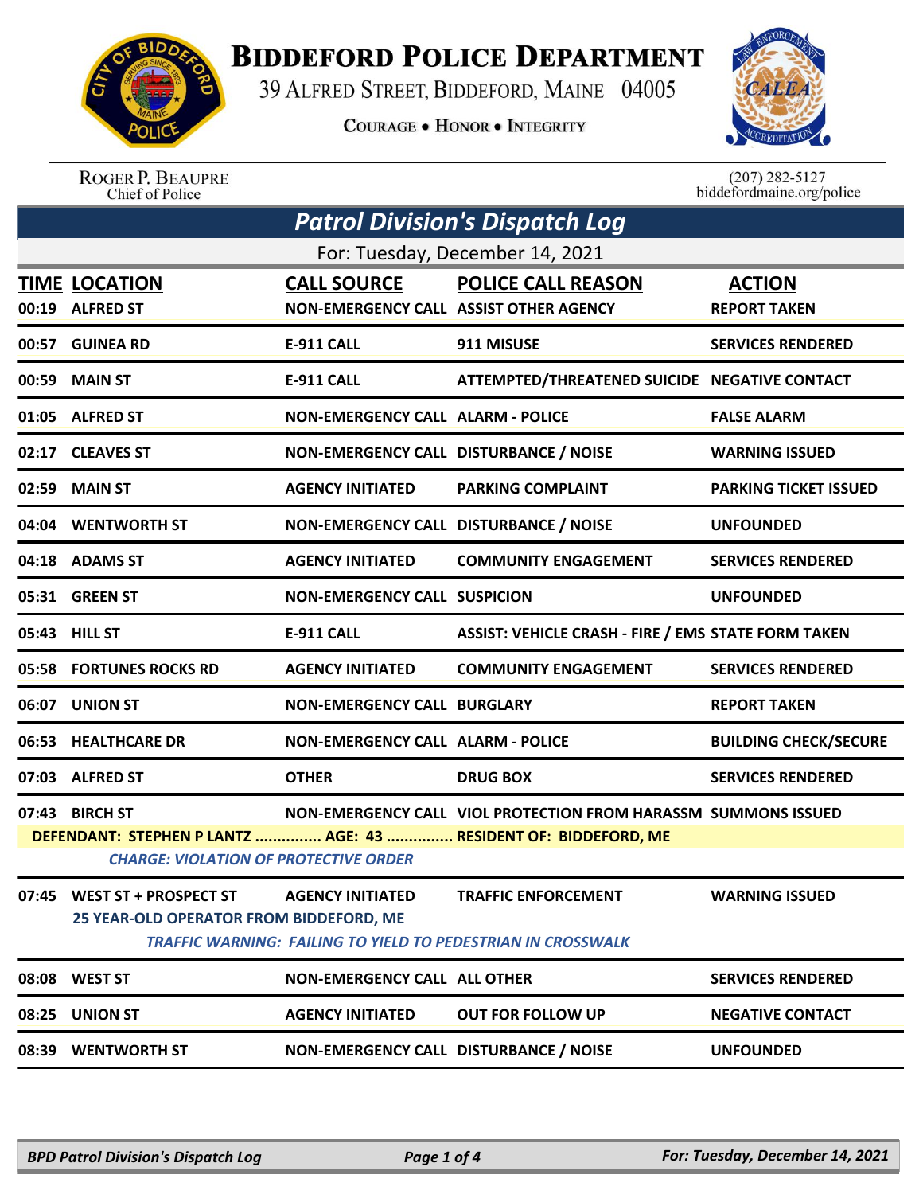# BIDDEFORD POLICE DEPARTMENT

39 ALFRED STREET, BIDDEFORD, MAINE 04005

COURAGE • HONOR • INTEGRITY

ROGER P. BEAUPRE
Chief of Police

(207) 282-5127
biddefordmaine.org/police

## *Patrol Division's Dispatch Log*

For: Tuesday, December 14, 2021

| TIME | LOCATION | CALL SOURCE | POLICE CALL REASON | ACTION |
|---|---|---|---|---|
| 00:19 | ALFRED ST | NON-EMERGENCY CALL | ASSIST OTHER AGENCY | REPORT TAKEN |
| 00:57 | GUINEA RD | E-911 CALL | 911 MISUSE | SERVICES RENDERED |
| 00:59 | MAIN ST | E-911 CALL | ATTEMPTED/THREATENED SUICIDE | NEGATIVE CONTACT |
| 01:05 | ALFRED ST | NON-EMERGENCY CALL | ALARM - POLICE | FALSE ALARM |
| 02:17 | CLEAVES ST | NON-EMERGENCY CALL | DISTURBANCE / NOISE | WARNING ISSUED |
| 02:59 | MAIN ST | AGENCY INITIATED | PARKING COMPLAINT | PARKING TICKET ISSUED |
| 04:04 | WENTWORTH ST | NON-EMERGENCY CALL | DISTURBANCE / NOISE | UNFOUNDED |
| 04:18 | ADAMS ST | AGENCY INITIATED | COMMUNITY ENGAGEMENT | SERVICES RENDERED |
| 05:31 | GREEN ST | NON-EMERGENCY CALL | SUSPICION | UNFOUNDED |
| 05:43 | HILL ST | E-911 CALL | ASSIST: VEHICLE CRASH - FIRE / EMS | STATE FORM TAKEN |
| 05:58 | FORTUNES ROCKS RD | AGENCY INITIATED | COMMUNITY ENGAGEMENT | SERVICES RENDERED |
| 06:07 | UNION ST | NON-EMERGENCY CALL | BURGLARY | REPORT TAKEN |
| 06:53 | HEALTHCARE DR | NON-EMERGENCY CALL | ALARM - POLICE | BUILDING CHECK/SECURE |
| 07:03 | ALFRED ST | OTHER | DRUG BOX | SERVICES RENDERED |
| 07:43 | BIRCH ST | NON-EMERGENCY CALL | VIOL PROTECTION FROM HARASSM | SUMMONS ISSUED |

DEFENDANT: STEPHEN P LANTZ ............... AGE: 43 ............... RESIDENT OF: BIDDEFORD, ME

*CHARGE: VIOLATION OF PROTECTIVE ORDER*

| TIME | LOCATION | CALL SOURCE | POLICE CALL REASON | ACTION |
|---|---|---|---|---|
| 07:45 | WEST ST + PROSPECT ST | AGENCY INITIATED | TRAFFIC ENFORCEMENT | WARNING ISSUED |

25 YEAR-OLD OPERATOR FROM BIDDEFORD, ME

*TRAFFIC WARNING: FAILING TO YIELD TO PEDESTRIAN IN CROSSWALK*

| TIME | LOCATION | CALL SOURCE | POLICE CALL REASON | ACTION |
|---|---|---|---|---|
| 08:08 | WEST ST | NON-EMERGENCY CALL | ALL OTHER | SERVICES RENDERED |
| 08:25 | UNION ST | AGENCY INITIATED | OUT FOR FOLLOW UP | NEGATIVE CONTACT |
| 08:39 | WENTWORTH ST | NON-EMERGENCY CALL | DISTURBANCE / NOISE | UNFOUNDED |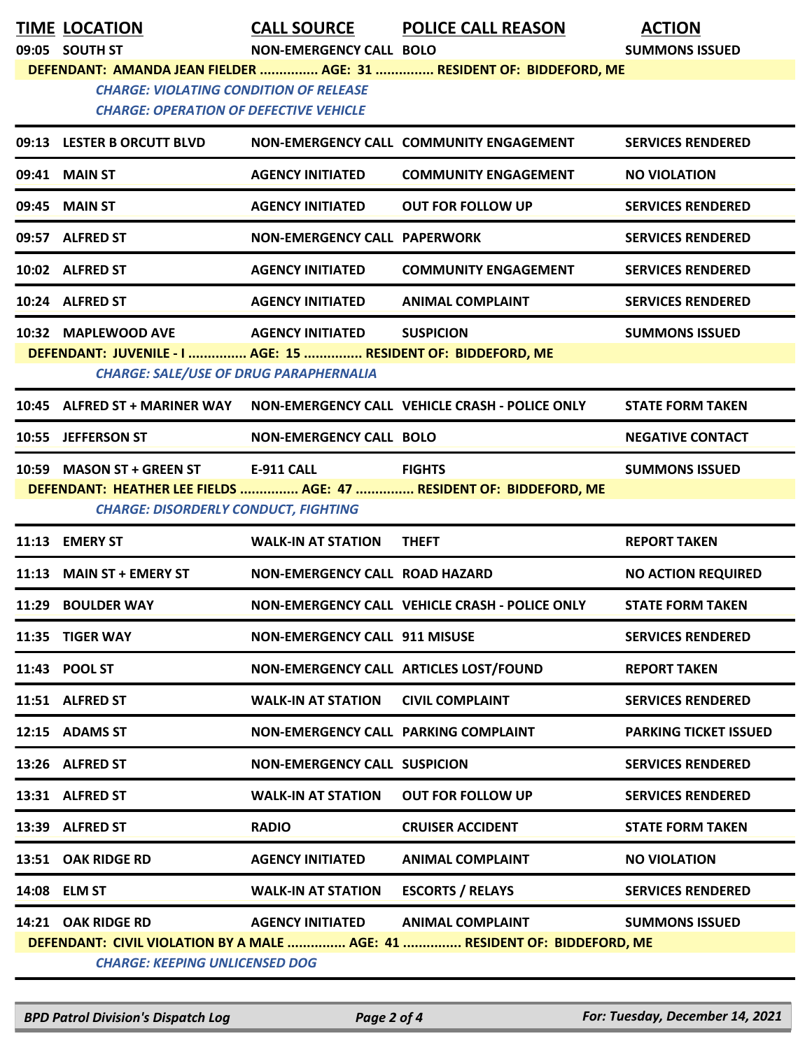| TIME | LOCATION | CALL SOURCE | POLICE CALL REASON | ACTION |
|---|---|---|---|---|
| 09:05 | SOUTH ST | NON-EMERGENCY CALL | BOLO | SUMMONS ISSUED |
| DEFENDANT: AMANDA JEAN FIELDER ............... AGE: 31 ............... RESIDENT OF: BIDDEFORD, ME | | | | |
| | *CHARGE: VIOLATING CONDITION OF RELEASE* | | | |
| | *CHARGE: OPERATION OF DEFECTIVE VEHICLE* | | | |
| 09:13 | LESTER B ORCUTT BLVD | NON-EMERGENCY CALL | COMMUNITY ENGAGEMENT | SERVICES RENDERED |
| 09:41 | MAIN ST | AGENCY INITIATED | COMMUNITY ENGAGEMENT | NO VIOLATION |
| 09:45 | MAIN ST | AGENCY INITIATED | OUT FOR FOLLOW UP | SERVICES RENDERED |
| 09:57 | ALFRED ST | NON-EMERGENCY CALL | PAPERWORK | SERVICES RENDERED |
| 10:02 | ALFRED ST | AGENCY INITIATED | COMMUNITY ENGAGEMENT | SERVICES RENDERED |
| 10:24 | ALFRED ST | AGENCY INITIATED | ANIMAL COMPLAINT | SERVICES RENDERED |
| 10:32 | MAPLEWOOD AVE | AGENCY INITIATED | SUSPICION | SUMMONS ISSUED |
| DEFENDANT: JUVENILE - I ............... AGE: 15 ............... RESIDENT OF: BIDDEFORD, ME | | | | |
| | *CHARGE: SALE/USE OF DRUG PARAPHERNALIA* | | | |
| 10:45 | ALFRED ST + MARINER WAY | NON-EMERGENCY CALL | VEHICLE CRASH - POLICE ONLY | STATE FORM TAKEN |
| 10:55 | JEFFERSON ST | NON-EMERGENCY CALL | BOLO | NEGATIVE CONTACT |
| 10:59 | MASON ST + GREEN ST | E-911 CALL | FIGHTS | SUMMONS ISSUED |
| DEFENDANT: HEATHER LEE FIELDS ............... AGE: 47 ............... RESIDENT OF: BIDDEFORD, ME | | | | |
| | *CHARGE: DISORDERLY CONDUCT, FIGHTING* | | | |
| 11:13 | EMERY ST | WALK-IN AT STATION | THEFT | REPORT TAKEN |
| 11:13 | MAIN ST + EMERY ST | NON-EMERGENCY CALL | ROAD HAZARD | NO ACTION REQUIRED |
| 11:29 | BOULDER WAY | NON-EMERGENCY CALL | VEHICLE CRASH - POLICE ONLY | STATE FORM TAKEN |
| 11:35 | TIGER WAY | NON-EMERGENCY CALL | 911 MISUSE | SERVICES RENDERED |
| 11:43 | POOL ST | NON-EMERGENCY CALL | ARTICLES LOST/FOUND | REPORT TAKEN |
| 11:51 | ALFRED ST | WALK-IN AT STATION | CIVIL COMPLAINT | SERVICES RENDERED |
| 12:15 | ADAMS ST | NON-EMERGENCY CALL | PARKING COMPLAINT | PARKING TICKET ISSUED |
| 13:26 | ALFRED ST | NON-EMERGENCY CALL | SUSPICION | SERVICES RENDERED |
| 13:31 | ALFRED ST | WALK-IN AT STATION | OUT FOR FOLLOW UP | SERVICES RENDERED |
| 13:39 | ALFRED ST | RADIO | CRUISER ACCIDENT | STATE FORM TAKEN |
| 13:51 | OAK RIDGE RD | AGENCY INITIATED | ANIMAL COMPLAINT | NO VIOLATION |
| 14:08 | ELM ST | WALK-IN AT STATION | ESCORTS / RELAYS | SERVICES RENDERED |
| 14:21 | OAK RIDGE RD | AGENCY INITIATED | ANIMAL COMPLAINT | SUMMONS ISSUED |
| DEFENDANT: CIVIL VIOLATION BY A MALE ............... AGE: 41 ............... RESIDENT OF: BIDDEFORD, ME | | | | |
| | *CHARGE: KEEPING UNLICENSED DOG* | | | |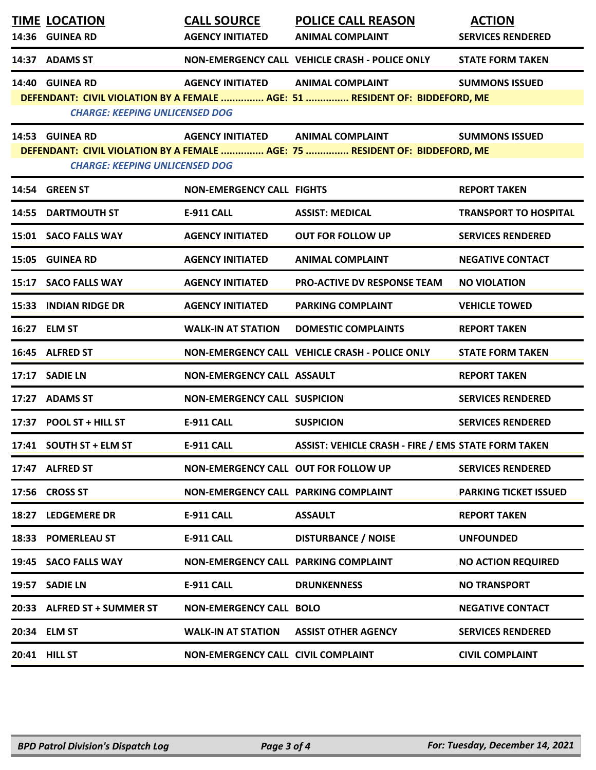| TIME | LOCATION | CALL SOURCE | POLICE CALL REASON | ACTION |
|---|---|---|---|---|
| 14:36 | GUINEA RD | AGENCY INITIATED | ANIMAL COMPLAINT | SERVICES RENDERED |
| 14:37 | ADAMS ST | NON-EMERGENCY CALL | VEHICLE CRASH - POLICE ONLY | STATE FORM TAKEN |
| 14:40 | GUINEA RD | AGENCY INITIATED | ANIMAL COMPLAINT | SUMMONS ISSUED |
| DEFENDANT: CIVIL VIOLATION BY A FEMALE ............... AGE: 51 ............... RESIDENT OF: BIDDEFORD, ME | | | | |
| CHARGE: KEEPING UNLICENSED DOG | | | | |
| 14:53 | GUINEA RD | AGENCY INITIATED | ANIMAL COMPLAINT | SUMMONS ISSUED |
| DEFENDANT: CIVIL VIOLATION BY A FEMALE ............... AGE: 75 ............... RESIDENT OF: BIDDEFORD, ME | | | | |
| CHARGE: KEEPING UNLICENSED DOG | | | | |
| 14:54 | GREEN ST | NON-EMERGENCY CALL | FIGHTS | REPORT TAKEN |
| 14:55 | DARTMOUTH ST | E-911 CALL | ASSIST: MEDICAL | TRANSPORT TO HOSPITAL |
| 15:01 | SACO FALLS WAY | AGENCY INITIATED | OUT FOR FOLLOW UP | SERVICES RENDERED |
| 15:05 | GUINEA RD | AGENCY INITIATED | ANIMAL COMPLAINT | NEGATIVE CONTACT |
| 15:17 | SACO FALLS WAY | AGENCY INITIATED | PRO-ACTIVE DV RESPONSE TEAM | NO VIOLATION |
| 15:33 | INDIAN RIDGE DR | AGENCY INITIATED | PARKING COMPLAINT | VEHICLE TOWED |
| 16:27 | ELM ST | WALK-IN AT STATION | DOMESTIC COMPLAINTS | REPORT TAKEN |
| 16:45 | ALFRED ST | NON-EMERGENCY CALL | VEHICLE CRASH - POLICE ONLY | STATE FORM TAKEN |
| 17:17 | SADIE LN | NON-EMERGENCY CALL | ASSAULT | REPORT TAKEN |
| 17:27 | ADAMS ST | NON-EMERGENCY CALL | SUSPICION | SERVICES RENDERED |
| 17:37 | POOL ST + HILL ST | E-911 CALL | SUSPICION | SERVICES RENDERED |
| 17:41 | SOUTH ST + ELM ST | E-911 CALL | ASSIST: VEHICLE CRASH - FIRE / EMS | STATE FORM TAKEN |
| 17:47 | ALFRED ST | NON-EMERGENCY CALL | OUT FOR FOLLOW UP | SERVICES RENDERED |
| 17:56 | CROSS ST | NON-EMERGENCY CALL | PARKING COMPLAINT | PARKING TICKET ISSUED |
| 18:27 | LEDGEMERE DR | E-911 CALL | ASSAULT | REPORT TAKEN |
| 18:33 | POMERLEAU ST | E-911 CALL | DISTURBANCE / NOISE | UNFOUNDED |
| 19:45 | SACO FALLS WAY | NON-EMERGENCY CALL | PARKING COMPLAINT | NO ACTION REQUIRED |
| 19:57 | SADIE LN | E-911 CALL | DRUNKENNESS | NO TRANSPORT |
| 20:33 | ALFRED ST + SUMMER ST | NON-EMERGENCY CALL | BOLO | NEGATIVE CONTACT |
| 20:34 | ELM ST | WALK-IN AT STATION | ASSIST OTHER AGENCY | SERVICES RENDERED |
| 20:41 | HILL ST | NON-EMERGENCY CALL | CIVIL COMPLAINT | CIVIL COMPLAINT |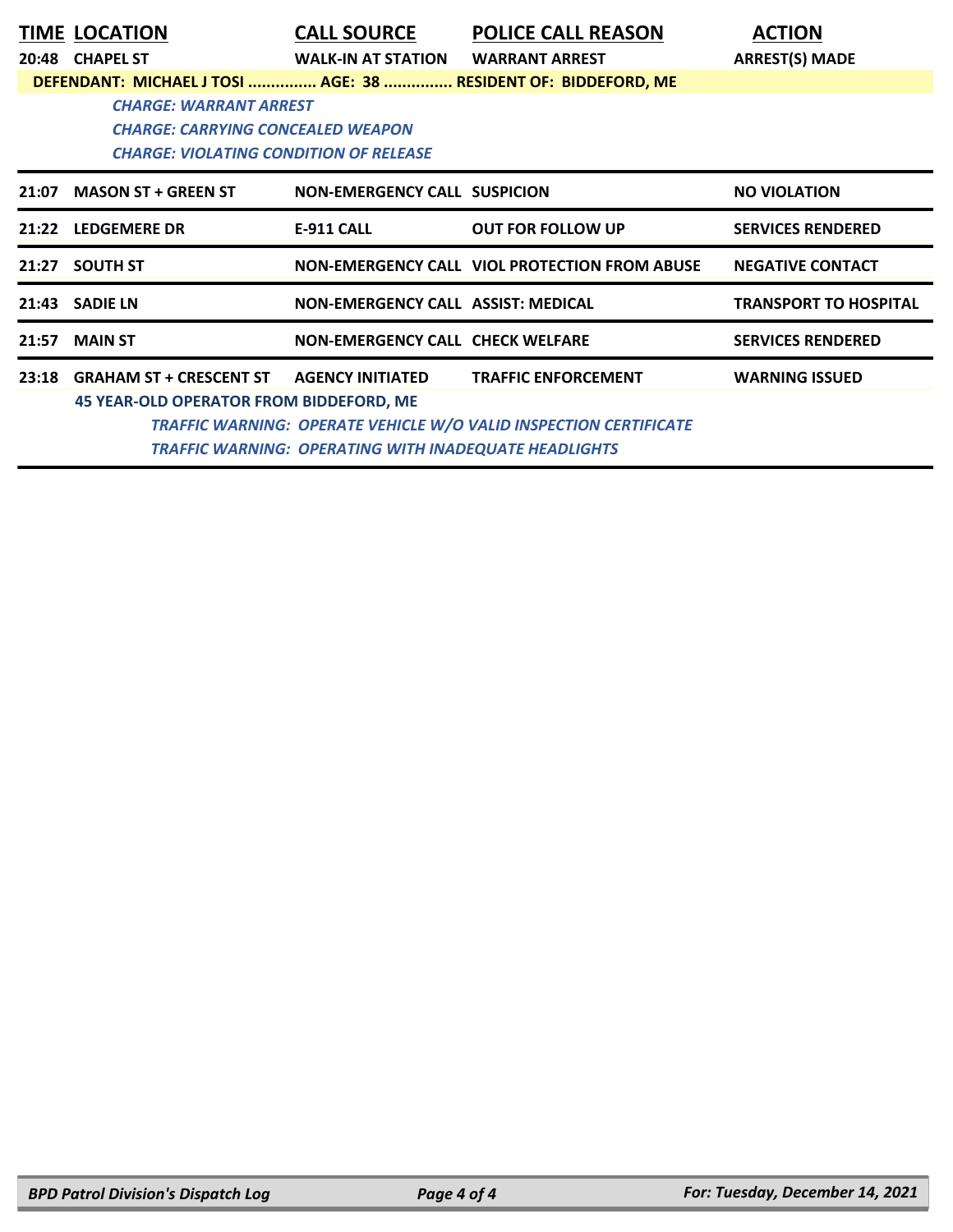| TIME | LOCATION | CALL SOURCE | POLICE CALL REASON | ACTION |
|---|---|---|---|---|
| 20:48 | CHAPEL ST | WALK-IN AT STATION | WARRANT ARREST | ARREST(S) MADE |
| | DEFENDANT: MICHAEL J TOSI ............... AGE: 38 ............... RESIDENT OF: BIDDEFORD, ME | | | |
| | *CHARGE: WARRANT ARREST* | | | |
| | *CHARGE: CARRYING CONCEALED WEAPON* | | | |
| | *CHARGE: VIOLATING CONDITION OF RELEASE* | | | |
| 21:07 | MASON ST + GREEN ST | NON-EMERGENCY CALL | SUSPICION | NO VIOLATION |
| 21:22 | LEDGEMERE DR | E-911 CALL | OUT FOR FOLLOW UP | SERVICES RENDERED |
| 21:27 | SOUTH ST | NON-EMERGENCY CALL | VIOL PROTECTION FROM ABUSE | NEGATIVE CONTACT |
| 21:43 | SADIE LN | NON-EMERGENCY CALL | ASSIST: MEDICAL | TRANSPORT TO HOSPITAL |
| 21:57 | MAIN ST | NON-EMERGENCY CALL | CHECK WELFARE | SERVICES RENDERED |
| 23:18 | GRAHAM ST + CRESCENT ST | AGENCY INITIATED | TRAFFIC ENFORCEMENT | WARNING ISSUED |
| | 45 YEAR-OLD OPERATOR FROM BIDDEFORD, ME | | | |
| | *TRAFFIC WARNING: OPERATE VEHICLE W/O VALID INSPECTION CERTIFICATE* | | | |
| | *TRAFFIC WARNING: OPERATING WITH INADEQUATE HEADLIGHTS* | | | |